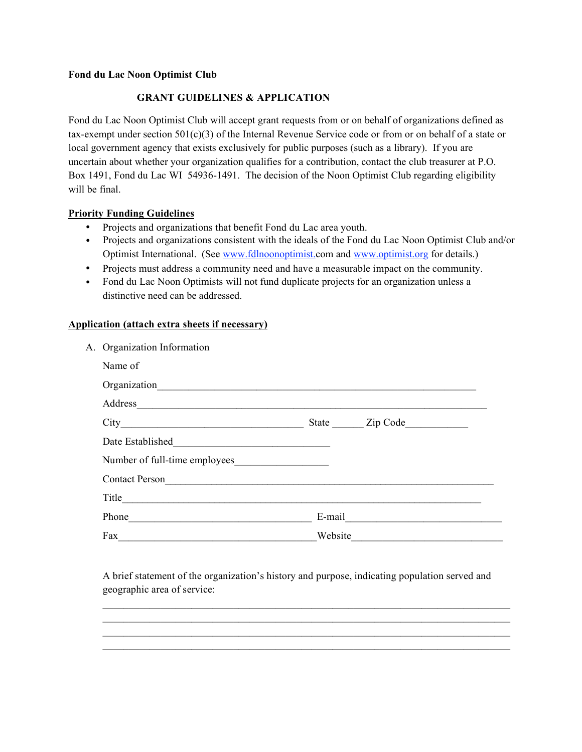**Fond du Lac Noon Optimist Club**

**GRANT GUIDELINES & APPLICATION**

Fond du Lac Noon Optimist Club will accept grant requests from or on behalf of organizations defined as tax-exempt under section 501(c)(3) of the Internal Revenue Service code or from or on behalf of a state or local government agency that exists exclusively for public purposes (such as a library). If you are uncertain about whether your organization qualifies for a contribution, contact the club treasurer at P.O. Box 1491, Fond du Lac WI 54936-1491. The decision of the Noon Optimist Club regarding eligibility will be final.

**Priority Funding Guidelines**

- Projects and organizations that benefit Fond du Lac area youth.
- Projects and organizations consistent with the ideals of the Fond du Lac Noon Optimist Club and/or Optimist International. (See www.fdlnoonoptimist.com and www.optimist.org for details.)
- Projects must address a community need and have a measurable impact on the community.
- Fond du Lac Noon Optimists will not fund duplicate projects for an organization unless a distinctive need can be addressed.

**Application (attach extra sheets if necessary)**

A. Organization Information

Name of Organization\_\_\_\_\_\_\_\_\_\_\_\_\_\_\_\_\_\_\_\_\_\_\_\_\_\_\_\_\_\_\_\_\_\_\_\_\_\_\_\_\_\_\_\_

Address\_\_\_\_\_\_\_\_\_\_\_\_\_\_\_\_\_\_\_\_\_\_\_\_\_\_\_\_\_\_\_\_\_\_\_\_\_\_\_\_\_\_\_\_\_\_\_\_\_\_\_\_

City\_\_\_\_\_\_\_\_\_\_\_\_\_\_\_\_\_\_\_\_\_\_\_\_\_\_ State \_\_\_\_\_ Zip Code\_\_\_\_\_\_\_\_\_\_

Date Established\_\_\_\_\_\_\_\_\_\_\_\_\_\_\_\_\_\_\_\_\_\_\_

Number of full-time employees\_\_\_\_\_\_\_\_\_\_\_\_\_\_

Contact Person\_\_\_\_\_\_\_\_\_\_\_\_\_\_\_\_\_\_\_\_\_\_\_\_\_\_\_\_\_\_\_\_\_\_\_\_\_\_\_\_\_\_\_\_\_\_

Title\_\_\_\_\_\_\_\_\_\_\_\_\_\_\_\_\_\_\_\_\_\_\_\_\_\_\_\_\_\_\_\_\_\_\_\_\_\_\_\_\_\_\_\_\_\_\_\_\_\_\_\_\_\_\_

Phone\_\_\_\_\_\_\_\_\_\_\_\_\_\_\_\_\_\_\_\_\_\_\_\_\_\_\_ E-mail\_\_\_\_\_\_\_\_\_\_\_\_\_\_\_\_\_\_\_\_\_\_\_

Fax\_\_\_\_\_\_\_\_\_\_\_\_\_\_\_\_\_\_\_\_\_\_\_\_\_\_\_\_\_\_Website\_\_\_\_\_\_\_\_\_\_\_\_\_\_\_\_\_\_\_\_\_\_\_

A brief statement of the organization's history and purpose, indicating population served and geographic area of service:

\_\_\_\_\_\_\_\_\_\_\_\_\_\_\_\_\_\_\_\_\_\_\_\_\_\_\_\_\_\_\_\_\_\_\_\_\_\_\_\_\_\_\_\_\_\_\_\_\_\_\_\_\_\_\_\_\_\_\_\_\_\_

\_\_\_\_\_\_\_\_\_\_\_\_\_\_\_\_\_\_\_\_\_\_\_\_\_\_\_\_\_\_\_\_\_\_\_\_\_\_\_\_\_\_\_\_\_\_\_\_\_\_\_\_\_\_\_\_\_\_\_\_\_\_

\_\_\_\_\_\_\_\_\_\_\_\_\_\_\_\_\_\_\_\_\_\_\_\_\_\_\_\_\_\_\_\_\_\_\_\_\_\_\_\_\_\_\_\_\_\_\_\_\_\_\_\_\_\_\_\_\_\_\_\_\_\_

\_\_\_\_\_\_\_\_\_\_\_\_\_\_\_\_\_\_\_\_\_\_\_\_\_\_\_\_\_\_\_\_\_\_\_\_\_\_\_\_\_\_\_\_\_\_\_\_\_\_\_\_\_\_\_\_\_\_\_\_\_\_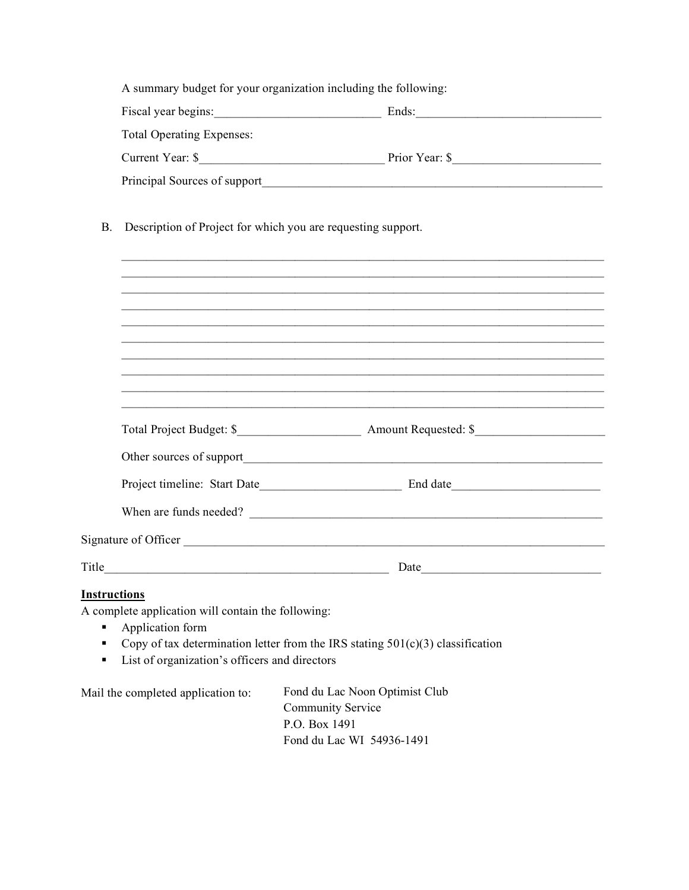A summary budget for your organization including the following:

Fiscal year begins:___________________________ Ends:______________________________

Total Operating Expenses:

Current Year: $_____________________________ Prior Year: $_______________________

Principal Sources of support________________________________________________________

B. Description of Project for which you are requesting support.

_________________________________________________________________________
_________________________________________________________________________
_________________________________________________________________________
_________________________________________________________________________
_________________________________________________________________________
_________________________________________________________________________
_________________________________________________________________________
_________________________________________________________________________
_________________________________________________________________________
_________________________________________________________________________

Total Project Budget: $___________________ Amount Requested: $____________________

Other sources of support____________________________________________________________

Project timeline: Start Date______________________ End date_______________________

When are funds needed? ______________________________________________________

Signature of Officer ____________________________________________________________________

Title_____________________________________________ Date____________________________

**Instructions**

A complete application will contain the following:

- Application form
- Copy of tax determination letter from the IRS stating 501(c)(3) classification
- List of organization's officers and directors

Mail the completed application to:

Fond du Lac Noon Optimist Club
Community Service
P.O. Box 1491
Fond du Lac WI 54936-1491